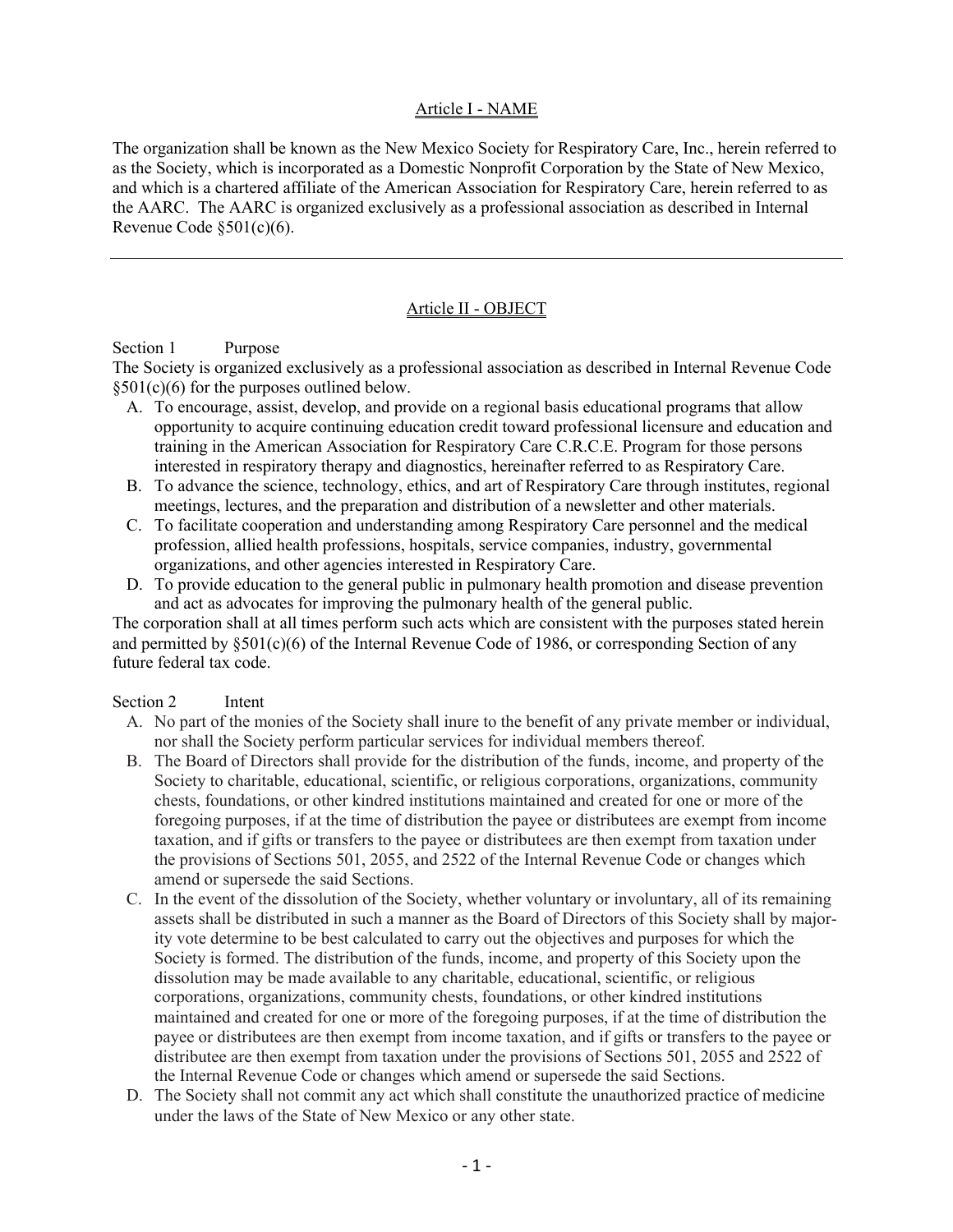## Article I - NAME

The organization shall be known as the New Mexico Society for Respiratory Care, Inc., herein referred to as the Society, which is incorporated as a Domestic Nonprofit Corporation by the State of New Mexico, and which is a chartered affiliate of the American Association for Respiratory Care, herein referred to as the AARC. The AARC is organized exclusively as a professional association as described in Internal Revenue Code §501(c)(6).

---

## Article II - OBJECT

Section 1 Purpose

The Society is organized exclusively as a professional association as described in Internal Revenue Code §501(c)(6) for the purposes outlined below.

A. To encourage, assist, develop, and provide on a regional basis educational programs that allow opportunity to acquire continuing education credit toward professional licensure and education and training in the American Association for Respiratory Care C.R.C.E. Program for those persons interested in respiratory therapy and diagnostics, hereinafter referred to as Respiratory Care.
B. To advance the science, technology, ethics, and art of Respiratory Care through institutes, regional meetings, lectures, and the preparation and distribution of a newsletter and other materials.
C. To facilitate cooperation and understanding among Respiratory Care personnel and the medical profession, allied health professions, hospitals, service companies, industry, governmental organizations, and other agencies interested in Respiratory Care.
D. To provide education to the general public in pulmonary health promotion and disease prevention and act as advocates for improving the pulmonary health of the general public.

The corporation shall at all times perform such acts which are consistent with the purposes stated herein and permitted by §501(c)(6) of the Internal Revenue Code of 1986, or corresponding Section of any future federal tax code.

Section 2 Intent

A. No part of the monies of the Society shall inure to the benefit of any private member or individual, nor shall the Society perform particular services for individual members thereof.
B. The Board of Directors shall provide for the distribution of the funds, income, and property of the Society to charitable, educational, scientific, or religious corporations, organizations, community chests, foundations, or other kindred institutions maintained and created for one or more of the foregoing purposes, if at the time of distribution the payee or distributees are exempt from income taxation, and if gifts or transfers to the payee or distributees are then exempt from taxation under the provisions of Sections 501, 2055, and 2522 of the Internal Revenue Code or changes which amend or supersede the said Sections.
C. In the event of the dissolution of the Society, whether voluntary or involuntary, all of its remaining assets shall be distributed in such a manner as the Board of Directors of this Society shall by majority vote determine to be best calculated to carry out the objectives and purposes for which the Society is formed. The distribution of the funds, income, and property of this Society upon the dissolution may be made available to any charitable, educational, scientific, or religious corporations, organizations, community chests, foundations, or other kindred institutions maintained and created for one or more of the foregoing purposes, if at the time of distribution the payee or distributees are then exempt from income taxation, and if gifts or transfers to the payee or distributee are then exempt from taxation under the provisions of Sections 501, 2055 and 2522 of the Internal Revenue Code or changes which amend or supersede the said Sections.
D. The Society shall not commit any act which shall constitute the unauthorized practice of medicine under the laws of the State of New Mexico or any other state.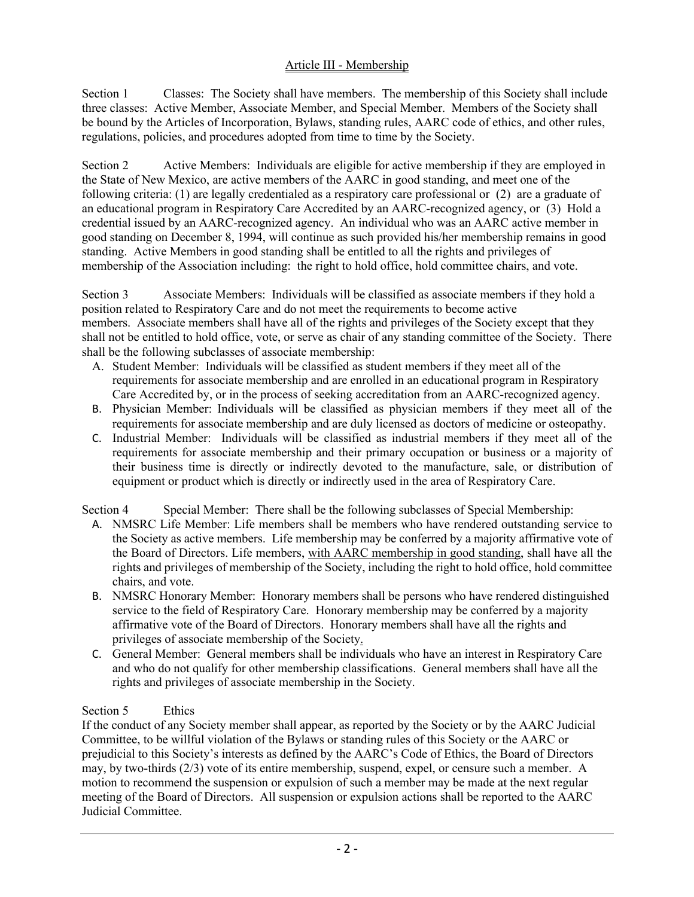## Article III - Membership

Section 1 Classes: The Society shall have members. The membership of this Society shall include three classes: Active Member, Associate Member, and Special Member. Members of the Society shall be bound by the Articles of Incorporation, Bylaws, standing rules, AARC code of ethics, and other rules, regulations, policies, and procedures adopted from time to time by the Society.

Section 2 Active Members: Individuals are eligible for active membership if they are employed in the State of New Mexico, are active members of the AARC in good standing, and meet one of the following criteria: (1) are legally credentialed as a respiratory care professional or (2) are a graduate of an educational program in Respiratory Care Accredited by an AARC-recognized agency, or (3) Hold a credential issued by an AARC-recognized agency. An individual who was an AARC active member in good standing on December 8, 1994, will continue as such provided his/her membership remains in good standing. Active Members in good standing shall be entitled to all the rights and privileges of membership of the Association including: the right to hold office, hold committee chairs, and vote.

Section 3 Associate Members: Individuals will be classified as associate members if they hold a position related to Respiratory Care and do not meet the requirements to become active members. Associate members shall have all of the rights and privileges of the Society except that they shall not be entitled to hold office, vote, or serve as chair of any standing committee of the Society. There shall be the following subclasses of associate membership:

A. Student Member: Individuals will be classified as student members if they meet all of the requirements for associate membership and are enrolled in an educational program in Respiratory Care Accredited by, or in the process of seeking accreditation from an AARC-recognized agency.
B. Physician Member: Individuals will be classified as physician members if they meet all of the requirements for associate membership and are duly licensed as doctors of medicine or osteopathy.
C. Industrial Member: Individuals will be classified as industrial members if they meet all of the requirements for associate membership and their primary occupation or business or a majority of their business time is directly or indirectly devoted to the manufacture, sale, or distribution of equipment or product which is directly or indirectly used in the area of Respiratory Care.

Section 4 Special Member: There shall be the following subclasses of Special Membership:

A. NMSRC Life Member: Life members shall be members who have rendered outstanding service to the Society as active members. Life membership may be conferred by a majority affirmative vote of the Board of Directors. Life members, <u>with AARC membership in good standing</u>, shall have all the rights and privileges of membership of the Society, including the right to hold office, hold committee chairs, and vote.
B. NMSRC Honorary Member: Honorary members shall be persons who have rendered distinguished service to the field of Respiratory Care. Honorary membership may be conferred by a majority affirmative vote of the Board of Directors. Honorary members shall have all the rights and privileges of associate membership of the Society.
C. General Member: General members shall be individuals who have an interest in Respiratory Care and who do not qualify for other membership classifications. General members shall have all the rights and privileges of associate membership in the Society.

Section 5 Ethics

If the conduct of any Society member shall appear, as reported by the Society or by the AARC Judicial Committee, to be willful violation of the Bylaws or standing rules of this Society or the AARC or prejudicial to this Society's interests as defined by the AARC's Code of Ethics, the Board of Directors may, by two-thirds (2/3) vote of its entire membership, suspend, expel, or censure such a member. A motion to recommend the suspension or expulsion of such a member may be made at the next regular meeting of the Board of Directors. All suspension or expulsion actions shall be reported to the AARC Judicial Committee.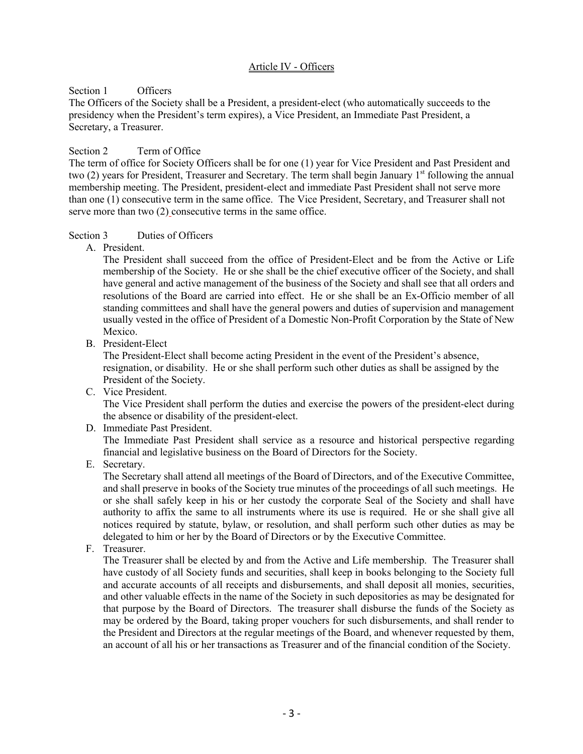## Article IV - Officers

Section 1 Officers

The Officers of the Society shall be a President, a president-elect (who automatically succeeds to the presidency when the President's term expires), a Vice President, an Immediate Past President, a Secretary, a Treasurer.

Section 2 Term of Office

The term of office for Society Officers shall be for one (1) year for Vice President and Past President and two (2) years for President, Treasurer and Secretary. The term shall begin January 1st following the annual membership meeting. The President, president-elect and immediate Past President shall not serve more than one (1) consecutive term in the same office. The Vice President, Secretary, and Treasurer shall not serve more than two (2) consecutive terms in the same office.

Section 3 Duties of Officers

A. President.

The President shall succeed from the office of President-Elect and be from the Active or Life membership of the Society. He or she shall be the chief executive officer of the Society, and shall have general and active management of the business of the Society and shall see that all orders and resolutions of the Board are carried into effect. He or she shall be an Ex-Officio member of all standing committees and shall have the general powers and duties of supervision and management usually vested in the office of President of a Domestic Non-Profit Corporation by the State of New Mexico.

B. President-Elect

The President-Elect shall become acting President in the event of the President's absence, resignation, or disability. He or she shall perform such other duties as shall be assigned by the President of the Society.

C. Vice President.

The Vice President shall perform the duties and exercise the powers of the president-elect during the absence or disability of the president-elect.

D. Immediate Past President.

The Immediate Past President shall service as a resource and historical perspective regarding financial and legislative business on the Board of Directors for the Society.

E. Secretary.

The Secretary shall attend all meetings of the Board of Directors, and of the Executive Committee, and shall preserve in books of the Society true minutes of the proceedings of all such meetings. He or she shall safely keep in his or her custody the corporate Seal of the Society and shall have authority to affix the same to all instruments where its use is required. He or she shall give all notices required by statute, bylaw, or resolution, and shall perform such other duties as may be delegated to him or her by the Board of Directors or by the Executive Committee.

F. Treasurer.

The Treasurer shall be elected by and from the Active and Life membership. The Treasurer shall have custody of all Society funds and securities, shall keep in books belonging to the Society full and accurate accounts of all receipts and disbursements, and shall deposit all monies, securities, and other valuable effects in the name of the Society in such depositories as may be designated for that purpose by the Board of Directors. The treasurer shall disburse the funds of the Society as may be ordered by the Board, taking proper vouchers for such disbursements, and shall render to the President and Directors at the regular meetings of the Board, and whenever requested by them, an account of all his or her transactions as Treasurer and of the financial condition of the Society.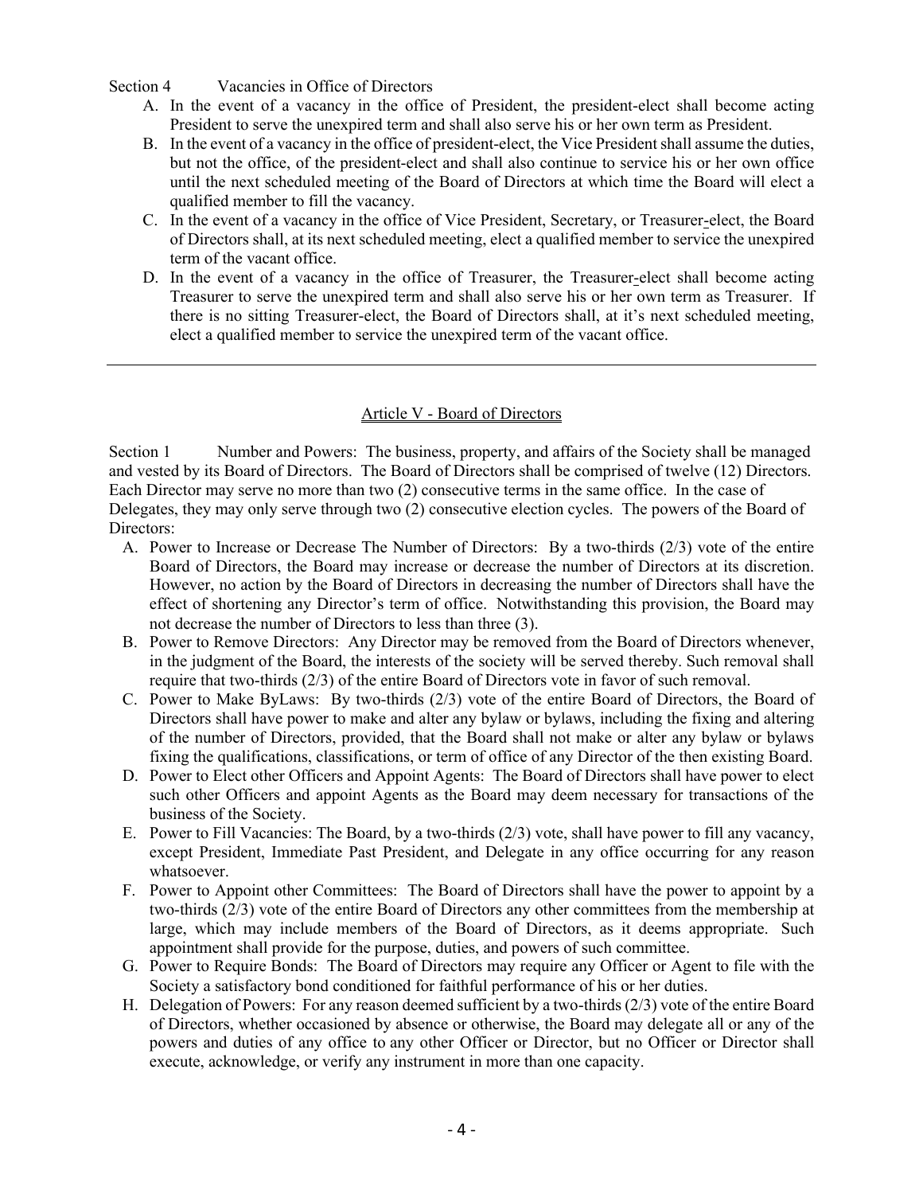Section 4 Vacancies in Office of Directors

A. In the event of a vacancy in the office of President, the president-elect shall become acting President to serve the unexpired term and shall also serve his or her own term as President.
B. In the event of a vacancy in the office of president-elect, the Vice President shall assume the duties, but not the office, of the president-elect and shall also continue to service his or her own office until the next scheduled meeting of the Board of Directors at which time the Board will elect a qualified member to fill the vacancy.
C. In the event of a vacancy in the office of Vice President, Secretary, or Treasurer-elect, the Board of Directors shall, at its next scheduled meeting, elect a qualified member to service the unexpired term of the vacant office.
D. In the event of a vacancy in the office of Treasurer, the Treasurer-elect shall become acting Treasurer to serve the unexpired term and shall also serve his or her own term as Treasurer. If there is no sitting Treasurer-elect, the Board of Directors shall, at it's next scheduled meeting, elect a qualified member to service the unexpired term of the vacant office.

---

## Article V - Board of Directors

Section 1 Number and Powers: The business, property, and affairs of the Society shall be managed and vested by its Board of Directors. The Board of Directors shall be comprised of twelve (12) Directors. Each Director may serve no more than two (2) consecutive terms in the same office. In the case of Delegates, they may only serve through two (2) consecutive election cycles. The powers of the Board of Directors:

A. Power to Increase or Decrease The Number of Directors: By a two-thirds (2/3) vote of the entire Board of Directors, the Board may increase or decrease the number of Directors at its discretion. However, no action by the Board of Directors in decreasing the number of Directors shall have the effect of shortening any Director's term of office. Notwithstanding this provision, the Board may not decrease the number of Directors to less than three (3).
B. Power to Remove Directors: Any Director may be removed from the Board of Directors whenever, in the judgment of the Board, the interests of the society will be served thereby. Such removal shall require that two-thirds (2/3) of the entire Board of Directors vote in favor of such removal.
C. Power to Make ByLaws: By two-thirds (2/3) vote of the entire Board of Directors, the Board of Directors shall have power to make and alter any bylaw or bylaws, including the fixing and altering of the number of Directors, provided, that the Board shall not make or alter any bylaw or bylaws fixing the qualifications, classifications, or term of office of any Director of the then existing Board.
D. Power to Elect other Officers and Appoint Agents: The Board of Directors shall have power to elect such other Officers and appoint Agents as the Board may deem necessary for transactions of the business of the Society.
E. Power to Fill Vacancies: The Board, by a two-thirds (2/3) vote, shall have power to fill any vacancy, except President, Immediate Past President, and Delegate in any office occurring for any reason whatsoever.
F. Power to Appoint other Committees: The Board of Directors shall have the power to appoint by a two-thirds (2/3) vote of the entire Board of Directors any other committees from the membership at large, which may include members of the Board of Directors, as it deems appropriate. Such appointment shall provide for the purpose, duties, and powers of such committee.
G. Power to Require Bonds: The Board of Directors may require any Officer or Agent to file with the Society a satisfactory bond conditioned for faithful performance of his or her duties.
H. Delegation of Powers: For any reason deemed sufficient by a two-thirds (2/3) vote of the entire Board of Directors, whether occasioned by absence or otherwise, the Board may delegate all or any of the powers and duties of any office to any other Officer or Director, but no Officer or Director shall execute, acknowledge, or verify any instrument in more than one capacity.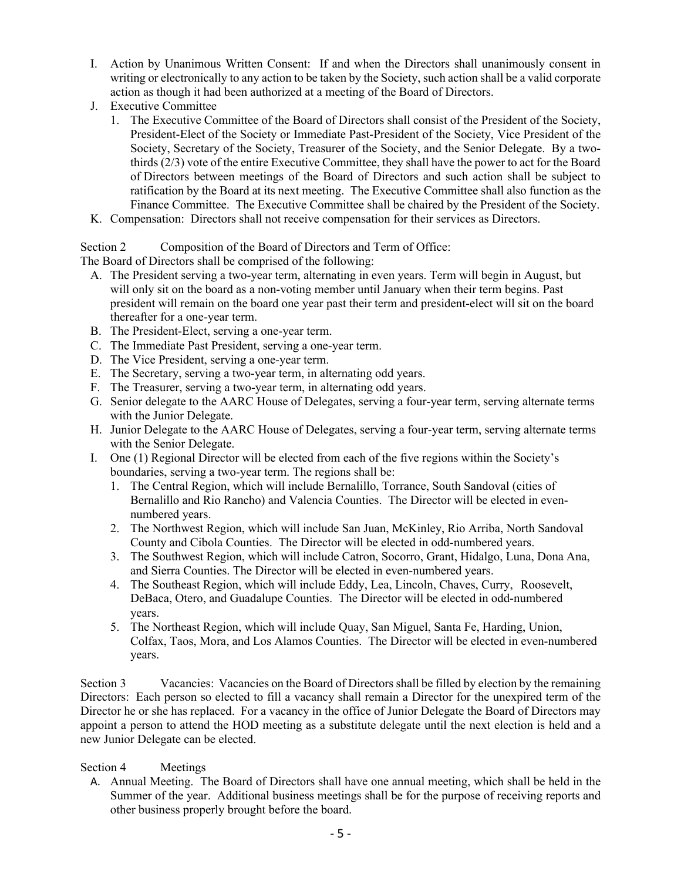I. Action by Unanimous Written Consent: If and when the Directors shall unanimously consent in writing or electronically to any action to be taken by the Society, such action shall be a valid corporate action as though it had been authorized at a meeting of the Board of Directors.

J. Executive Committee

   1. The Executive Committee of the Board of Directors shall consist of the President of the Society, President-Elect of the Society or Immediate Past-President of the Society, Vice President of the Society, Secretary of the Society, Treasurer of the Society, and the Senior Delegate. By a two-thirds (2/3) vote of the entire Executive Committee, they shall have the power to act for the Board of Directors between meetings of the Board of Directors and such action shall be subject to ratification by the Board at its next meeting. The Executive Committee shall also function as the Finance Committee. The Executive Committee shall be chaired by the President of the Society.

K. Compensation: Directors shall not receive compensation for their services as Directors.

Section 2 Composition of the Board of Directors and Term of Office:

The Board of Directors shall be comprised of the following:

A. The President serving a two-year term, alternating in even years. Term will begin in August, but will only sit on the board as a non-voting member until January when their term begins. Past president will remain on the board one year past their term and president-elect will sit on the board thereafter for a one-year term.

B. The President-Elect, serving a one-year term.

C. The Immediate Past President, serving a one-year term.

D. The Vice President, serving a one-year term.

E. The Secretary, serving a two-year term, in alternating odd years.

F. The Treasurer, serving a two-year term, in alternating odd years.

G. Senior delegate to the AARC House of Delegates, serving a four-year term, serving alternate terms with the Junior Delegate.

H. Junior Delegate to the AARC House of Delegates, serving a four-year term, serving alternate terms with the Senior Delegate.

I. One (1) Regional Director will be elected from each of the five regions within the Society's boundaries, serving a two-year term. The regions shall be:

   1. The Central Region, which will include Bernalillo, Torrance, South Sandoval (cities of Bernalillo and Rio Rancho) and Valencia Counties. The Director will be elected in even-numbered years.
   2. The Northwest Region, which will include San Juan, McKinley, Rio Arriba, North Sandoval County and Cibola Counties. The Director will be elected in odd-numbered years.
   3. The Southwest Region, which will include Catron, Socorro, Grant, Hidalgo, Luna, Dona Ana, and Sierra Counties. The Director will be elected in even-numbered years.
   4. The Southeast Region, which will include Eddy, Lea, Lincoln, Chaves, Curry, Roosevelt, DeBaca, Otero, and Guadalupe Counties. The Director will be elected in odd-numbered years.
   5. The Northeast Region, which will include Quay, San Miguel, Santa Fe, Harding, Union, Colfax, Taos, Mora, and Los Alamos Counties. The Director will be elected in even-numbered years.

Section 3 Vacancies: Vacancies on the Board of Directors shall be filled by election by the remaining Directors: Each person so elected to fill a vacancy shall remain a Director for the unexpired term of the Director he or she has replaced. For a vacancy in the office of Junior Delegate the Board of Directors may appoint a person to attend the HOD meeting as a substitute delegate until the next election is held and a new Junior Delegate can be elected.

Section 4 Meetings

A. Annual Meeting. The Board of Directors shall have one annual meeting, which shall be held in the Summer of the year. Additional business meetings shall be for the purpose of receiving reports and other business properly brought before the board.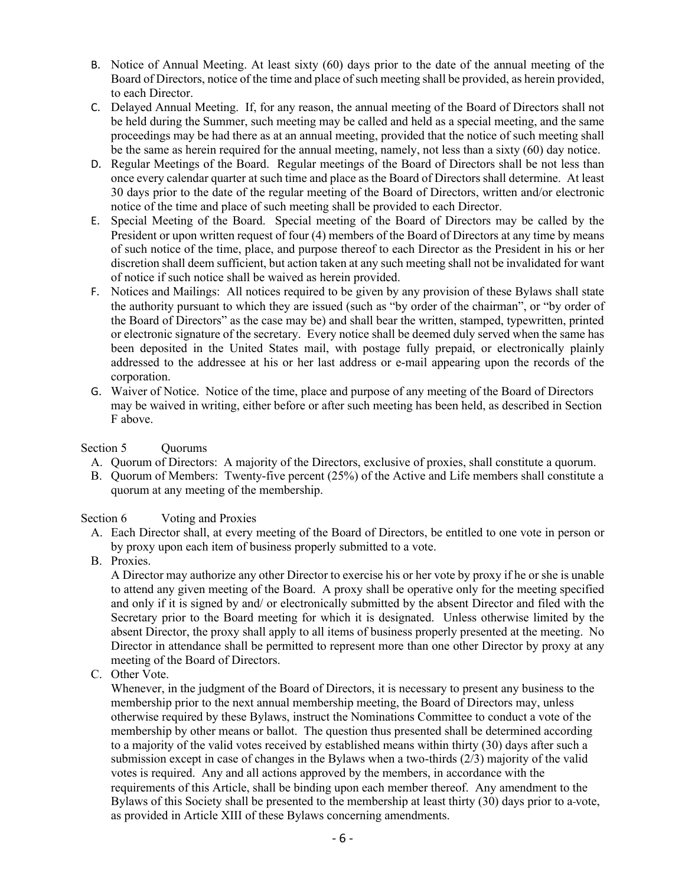B. Notice of Annual Meeting. At least sixty (60) days prior to the date of the annual meeting of the Board of Directors, notice of the time and place of such meeting shall be provided, as herein provided, to each Director.

C. Delayed Annual Meeting. If, for any reason, the annual meeting of the Board of Directors shall not be held during the Summer, such meeting may be called and held as a special meeting, and the same proceedings may be had there as at an annual meeting, provided that the notice of such meeting shall be the same as herein required for the annual meeting, namely, not less than a sixty (60) day notice.

D. Regular Meetings of the Board. Regular meetings of the Board of Directors shall be not less than once every calendar quarter at such time and place as the Board of Directors shall determine. At least 30 days prior to the date of the regular meeting of the Board of Directors, written and/or electronic notice of the time and place of such meeting shall be provided to each Director.

E. Special Meeting of the Board. Special meeting of the Board of Directors may be called by the President or upon written request of four (4) members of the Board of Directors at any time by means of such notice of the time, place, and purpose thereof to each Director as the President in his or her discretion shall deem sufficient, but action taken at any such meeting shall not be invalidated for want of notice if such notice shall be waived as herein provided.

F. Notices and Mailings: All notices required to be given by any provision of these Bylaws shall state the authority pursuant to which they are issued (such as "by order of the chairman", or "by order of the Board of Directors" as the case may be) and shall bear the written, stamped, typewritten, printed or electronic signature of the secretary. Every notice shall be deemed duly served when the same has been deposited in the United States mail, with postage fully prepaid, or electronically plainly addressed to the addressee at his or her last address or e-mail appearing upon the records of the corporation.

G. Waiver of Notice. Notice of the time, place and purpose of any meeting of the Board of Directors may be waived in writing, either before or after such meeting has been held, as described in Section F above.

Section 5 Quorums

A. Quorum of Directors: A majority of the Directors, exclusive of proxies, shall constitute a quorum.

B. Quorum of Members: Twenty-five percent (25%) of the Active and Life members shall constitute a quorum at any meeting of the membership.

Section 6 Voting and Proxies

A. Each Director shall, at every meeting of the Board of Directors, be entitled to one vote in person or by proxy upon each item of business properly submitted to a vote.

B. Proxies.
A Director may authorize any other Director to exercise his or her vote by proxy if he or she is unable to attend any given meeting of the Board. A proxy shall be operative only for the meeting specified and only if it is signed by and/ or electronically submitted by the absent Director and filed with the Secretary prior to the Board meeting for which it is designated. Unless otherwise limited by the absent Director, the proxy shall apply to all items of business properly presented at the meeting. No Director in attendance shall be permitted to represent more than one other Director by proxy at any meeting of the Board of Directors.

C. Other Vote.
Whenever, in the judgment of the Board of Directors, it is necessary to present any business to the membership prior to the next annual membership meeting, the Board of Directors may, unless otherwise required by these Bylaws, instruct the Nominations Committee to conduct a vote of the membership by other means or ballot. The question thus presented shall be determined according to a majority of the valid votes received by established means within thirty (30) days after such a submission except in case of changes in the Bylaws when a two-thirds (2/3) majority of the valid votes is required. Any and all actions approved by the members, in accordance with the requirements of this Article, shall be binding upon each member thereof. Any amendment to the Bylaws of this Society shall be presented to the membership at least thirty (30) days prior to a-vote, as provided in Article XIII of these Bylaws concerning amendments.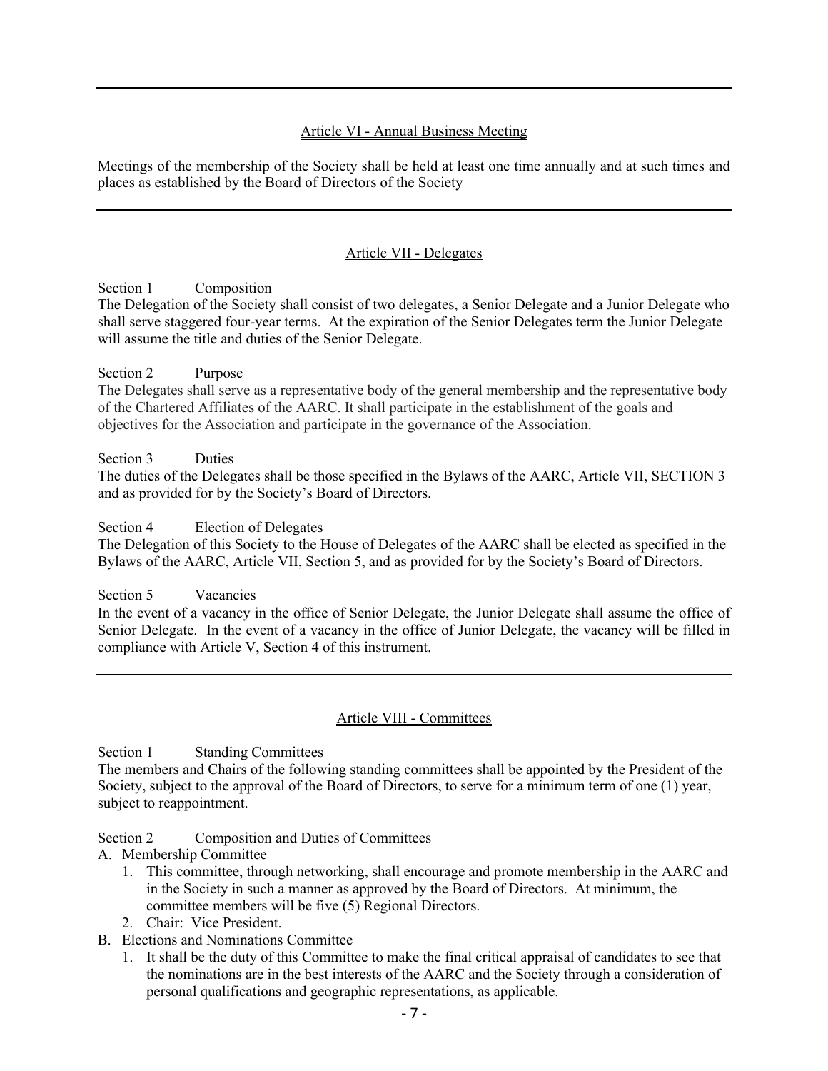## Article VI - Annual Business Meeting

Meetings of the membership of the Society shall be held at least one time annually and at such times and places as established by the Board of Directors of the Society

## Article VII - Delegates

Section 1 Composition

The Delegation of the Society shall consist of two delegates, a Senior Delegate and a Junior Delegate who shall serve staggered four-year terms. At the expiration of the Senior Delegates term the Junior Delegate will assume the title and duties of the Senior Delegate.

Section 2 Purpose

The Delegates shall serve as a representative body of the general membership and the representative body of the Chartered Affiliates of the AARC. It shall participate in the establishment of the goals and objectives for the Association and participate in the governance of the Association.

Section 3 Duties

The duties of the Delegates shall be those specified in the Bylaws of the AARC, Article VII, SECTION 3 and as provided for by the Society's Board of Directors.

Section 4 Election of Delegates

The Delegation of this Society to the House of Delegates of the AARC shall be elected as specified in the Bylaws of the AARC, Article VII, Section 5, and as provided for by the Society's Board of Directors.

Section 5 Vacancies

In the event of a vacancy in the office of Senior Delegate, the Junior Delegate shall assume the office of Senior Delegate. In the event of a vacancy in the office of Junior Delegate, the vacancy will be filled in compliance with Article V, Section 4 of this instrument.

## Article VIII - Committees

Section 1 Standing Committees

The members and Chairs of the following standing committees shall be appointed by the President of the Society, subject to the approval of the Board of Directors, to serve for a minimum term of one (1) year, subject to reappointment.

Section 2 Composition and Duties of Committees

A. Membership Committee
   1. This committee, through networking, shall encourage and promote membership in the AARC and in the Society in such a manner as approved by the Board of Directors. At minimum, the committee members will be five (5) Regional Directors.
   2. Chair: Vice President.
B. Elections and Nominations Committee
   1. It shall be the duty of this Committee to make the final critical appraisal of candidates to see that the nominations are in the best interests of the AARC and the Society through a consideration of personal qualifications and geographic representations, as applicable.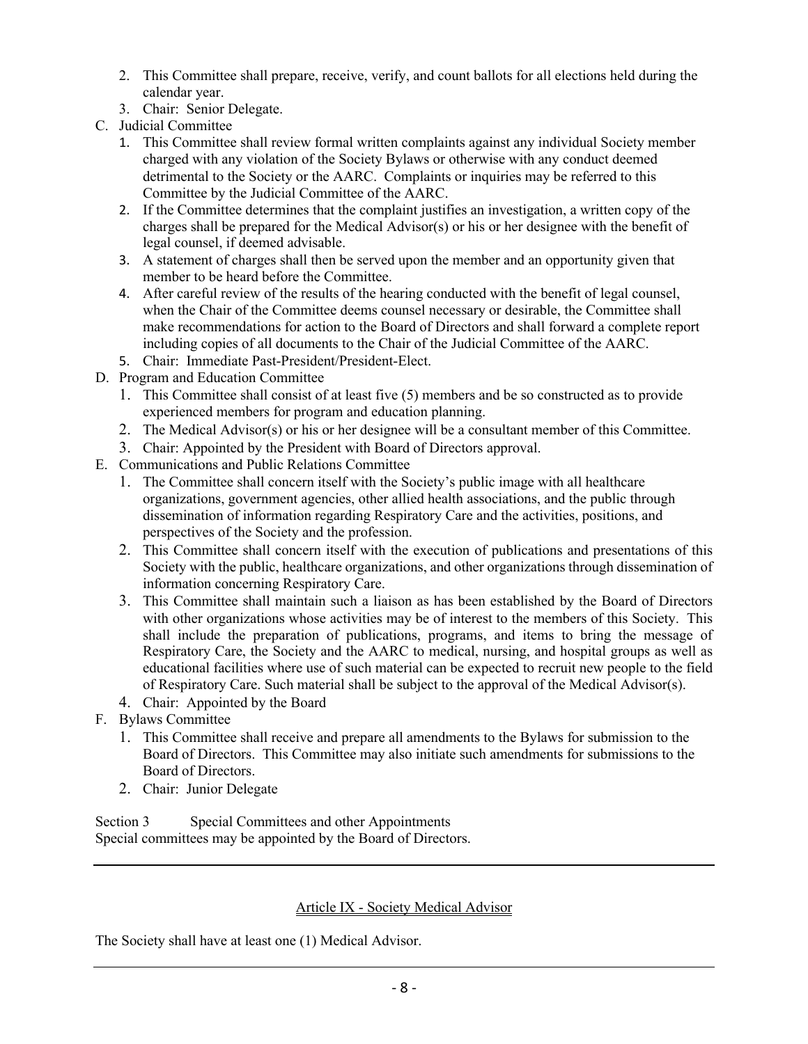2. This Committee shall prepare, receive, verify, and count ballots for all elections held during the calendar year.
3. Chair: Senior Delegate.

C. Judicial Committee
1. This Committee shall review formal written complaints against any individual Society member charged with any violation of the Society Bylaws or otherwise with any conduct deemed detrimental to the Society or the AARC. Complaints or inquiries may be referred to this Committee by the Judicial Committee of the AARC.
2. If the Committee determines that the complaint justifies an investigation, a written copy of the charges shall be prepared for the Medical Advisor(s) or his or her designee with the benefit of legal counsel, if deemed advisable.
3. A statement of charges shall then be served upon the member and an opportunity given that member to be heard before the Committee.
4. After careful review of the results of the hearing conducted with the benefit of legal counsel, when the Chair of the Committee deems counsel necessary or desirable, the Committee shall make recommendations for action to the Board of Directors and shall forward a complete report including copies of all documents to the Chair of the Judicial Committee of the AARC.
5. Chair: Immediate Past-President/President-Elect.

D. Program and Education Committee
1. This Committee shall consist of at least five (5) members and be so constructed as to provide experienced members for program and education planning.
2. The Medical Advisor(s) or his or her designee will be a consultant member of this Committee.
3. Chair: Appointed by the President with Board of Directors approval.

E. Communications and Public Relations Committee
1. The Committee shall concern itself with the Society's public image with all healthcare organizations, government agencies, other allied health associations, and the public through dissemination of information regarding Respiratory Care and the activities, positions, and perspectives of the Society and the profession.
2. This Committee shall concern itself with the execution of publications and presentations of this Society with the public, healthcare organizations, and other organizations through dissemination of information concerning Respiratory Care.
3. This Committee shall maintain such a liaison as has been established by the Board of Directors with other organizations whose activities may be of interest to the members of this Society. This shall include the preparation of publications, programs, and items to bring the message of Respiratory Care, the Society and the AARC to medical, nursing, and hospital groups as well as educational facilities where use of such material can be expected to recruit new people to the field of Respiratory Care. Such material shall be subject to the approval of the Medical Advisor(s).
4. Chair: Appointed by the Board

F. Bylaws Committee
1. This Committee shall receive and prepare all amendments to the Bylaws for submission to the Board of Directors. This Committee may also initiate such amendments for submissions to the Board of Directors.
2. Chair: Junior Delegate

Section 3 Special Committees and other Appointments

Special committees may be appointed by the Board of Directors.

---

## Article IX - Society Medical Advisor

The Society shall have at least one (1) Medical Advisor.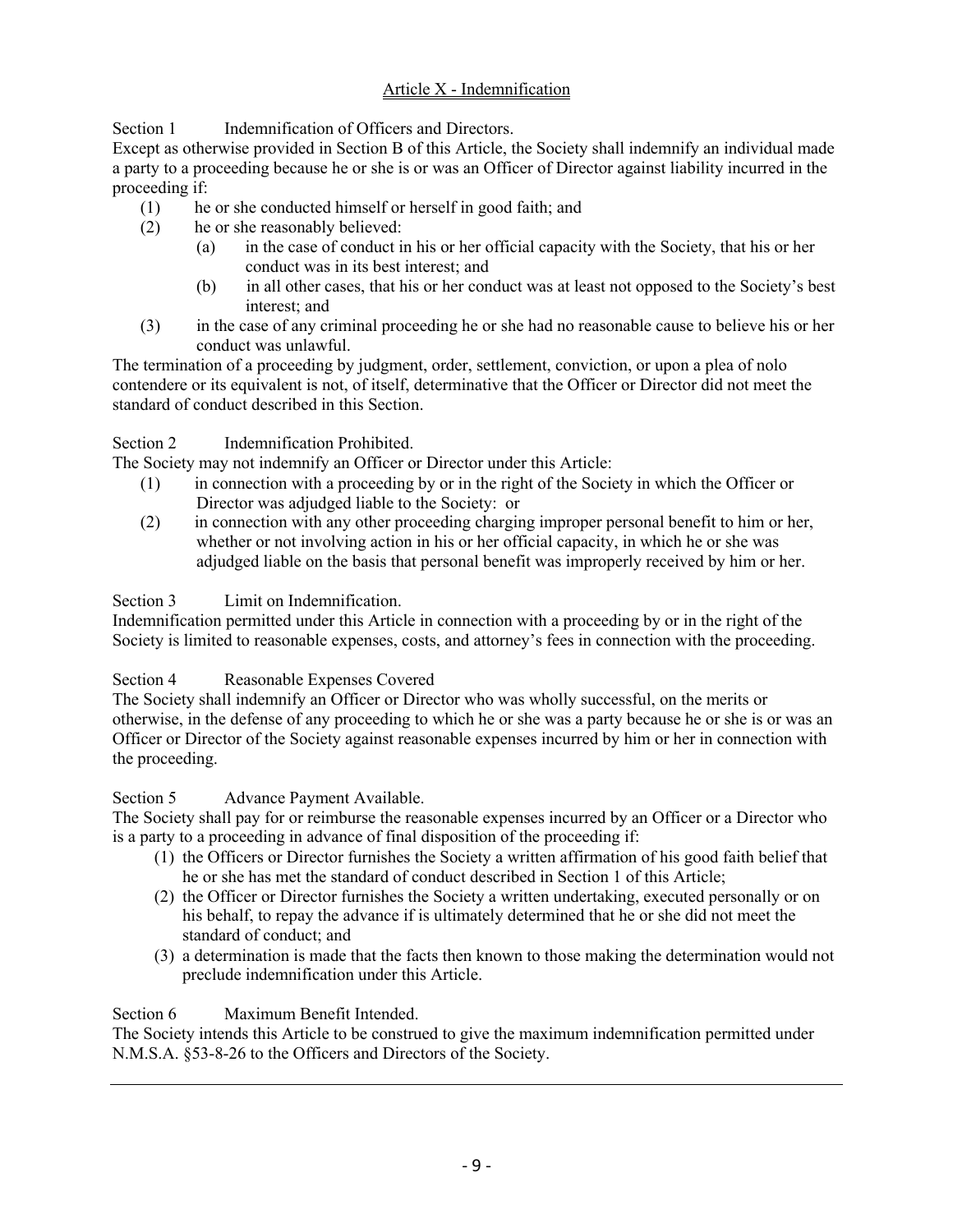## Article X - Indemnification

Section 1 Indemnification of Officers and Directors.

Except as otherwise provided in Section B of this Article, the Society shall indemnify an individual made a party to a proceeding because he or she is or was an Officer of Director against liability incurred in the proceeding if:

(1) he or she conducted himself or herself in good faith; and
(2) he or she reasonably believed:
  (a) in the case of conduct in his or her official capacity with the Society, that his or her conduct was in its best interest; and
  (b) in all other cases, that his or her conduct was at least not opposed to the Society's best interest; and
(3) in the case of any criminal proceeding he or she had no reasonable cause to believe his or her conduct was unlawful.

The termination of a proceeding by judgment, order, settlement, conviction, or upon a plea of nolo contendere or its equivalent is not, of itself, determinative that the Officer or Director did not meet the standard of conduct described in this Section.

Section 2 Indemnification Prohibited.

The Society may not indemnify an Officer or Director under this Article:

(1) in connection with a proceeding by or in the right of the Society in which the Officer or Director was adjudged liable to the Society: or
(2) in connection with any other proceeding charging improper personal benefit to him or her, whether or not involving action in his or her official capacity, in which he or she was adjudged liable on the basis that personal benefit was improperly received by him or her.

Section 3 Limit on Indemnification.

Indemnification permitted under this Article in connection with a proceeding by or in the right of the Society is limited to reasonable expenses, costs, and attorney's fees in connection with the proceeding.

Section 4 Reasonable Expenses Covered

The Society shall indemnify an Officer or Director who was wholly successful, on the merits or otherwise, in the defense of any proceeding to which he or she was a party because he or she is or was an Officer or Director of the Society against reasonable expenses incurred by him or her in connection with the proceeding.

Section 5 Advance Payment Available.

The Society shall pay for or reimburse the reasonable expenses incurred by an Officer or a Director who is a party to a proceeding in advance of final disposition of the proceeding if:

(1) the Officers or Director furnishes the Society a written affirmation of his good faith belief that he or she has met the standard of conduct described in Section 1 of this Article;
(2) the Officer or Director furnishes the Society a written undertaking, executed personally or on his behalf, to repay the advance if is ultimately determined that he or she did not meet the standard of conduct; and
(3) a determination is made that the facts then known to those making the determination would not preclude indemnification under this Article.

Section 6 Maximum Benefit Intended.

The Society intends this Article to be construed to give the maximum indemnification permitted under N.M.S.A. §53-8-26 to the Officers and Directors of the Society.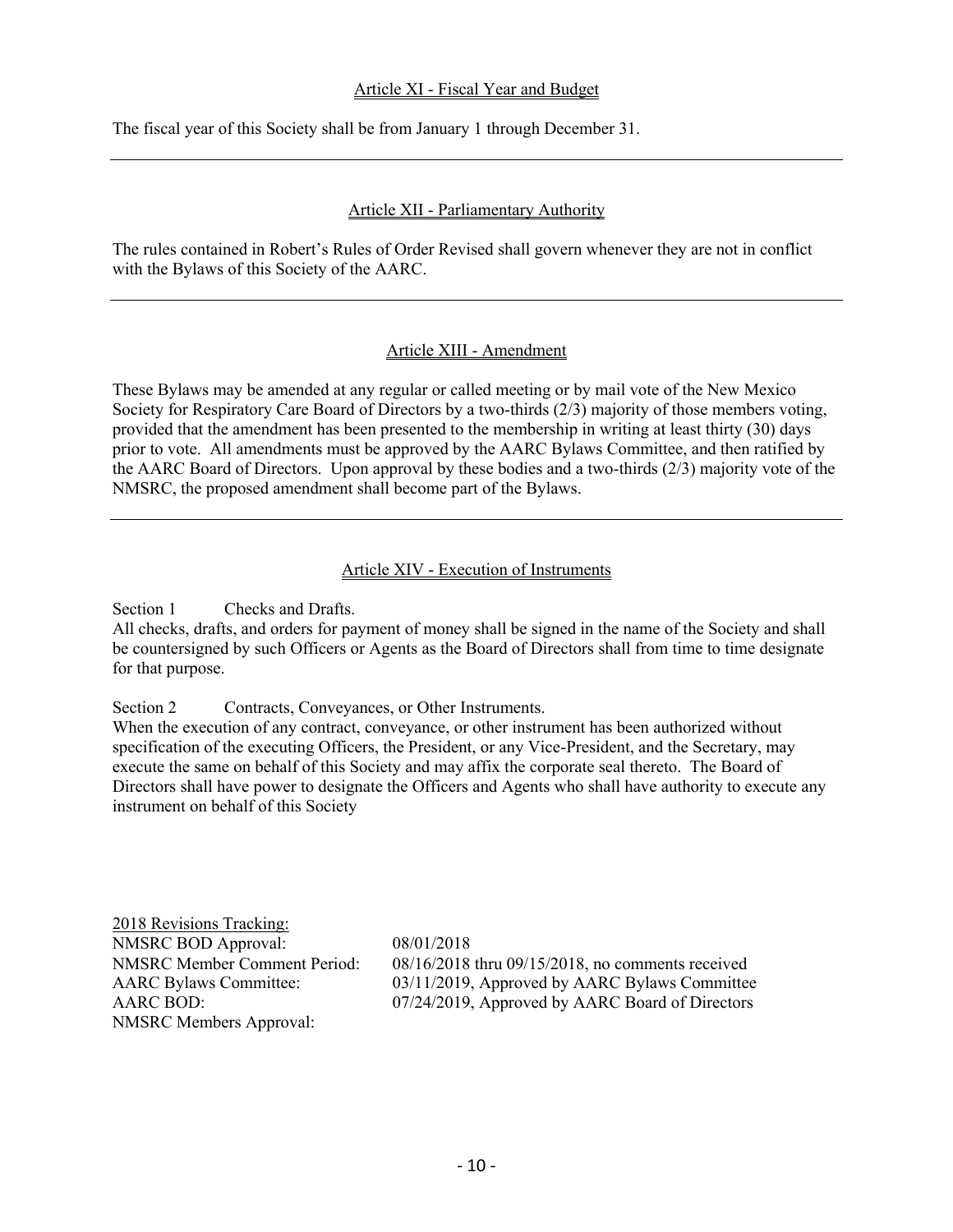## Article XI - Fiscal Year and Budget

The fiscal year of this Society shall be from January 1 through December 31.

---

## Article XII - Parliamentary Authority

The rules contained in Robert's Rules of Order Revised shall govern whenever they are not in conflict with the Bylaws of this Society of the AARC.

---

## Article XIII - Amendment

These Bylaws may be amended at any regular or called meeting or by mail vote of the New Mexico Society for Respiratory Care Board of Directors by a two-thirds (2/3) majority of those members voting, provided that the amendment has been presented to the membership in writing at least thirty (30) days prior to vote. All amendments must be approved by the AARC Bylaws Committee, and then ratified by the AARC Board of Directors. Upon approval by these bodies and a two-thirds (2/3) majority vote of the NMSRC, the proposed amendment shall become part of the Bylaws.

---

## Article XIV - Execution of Instruments

Section 1 Checks and Drafts.

All checks, drafts, and orders for payment of money shall be signed in the name of the Society and shall be countersigned by such Officers or Agents as the Board of Directors shall from time to time designate for that purpose.

Section 2 Contracts, Conveyances, or Other Instruments.

When the execution of any contract, conveyance, or other instrument has been authorized without specification of the executing Officers, the President, or any Vice-President, and the Secretary, may execute the same on behalf of this Society and may affix the corporate seal thereto. The Board of Directors shall have power to designate the Officers and Agents who shall have authority to execute any instrument on behalf of this Society

2018 Revisions Tracking:

| | |
|---|---|
| NMSRC BOD Approval: | 08/01/2018 |
| NMSRC Member Comment Period: | 08/16/2018 thru 09/15/2018, no comments received |
| AARC Bylaws Committee: | 03/11/2019, Approved by AARC Bylaws Committee |
| AARC BOD: | 07/24/2019, Approved by AARC Board of Directors |
| NMSRC Members Approval: | |